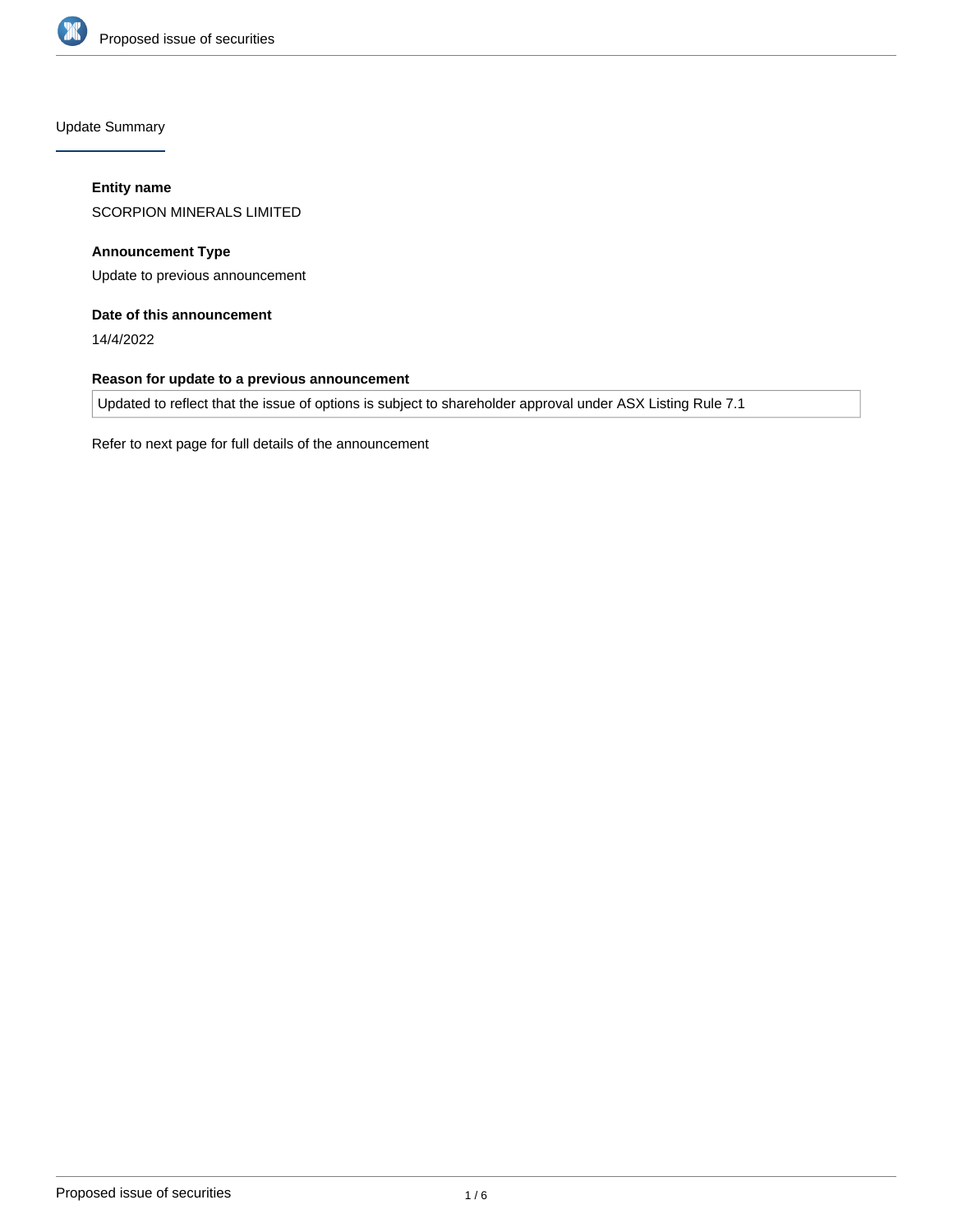## Update Summary

**Entity name**

SCORPION MINERALS LIMITED

**Announcement Type**

Update to previous announcement

**Date of this announcement**

14/4/2022

**Reason for update to a previous announcement**

Updated to reflect that the issue of options is subject to shareholder approval under ASX Listing Rule 7.1

Refer to next page for full details of the announcement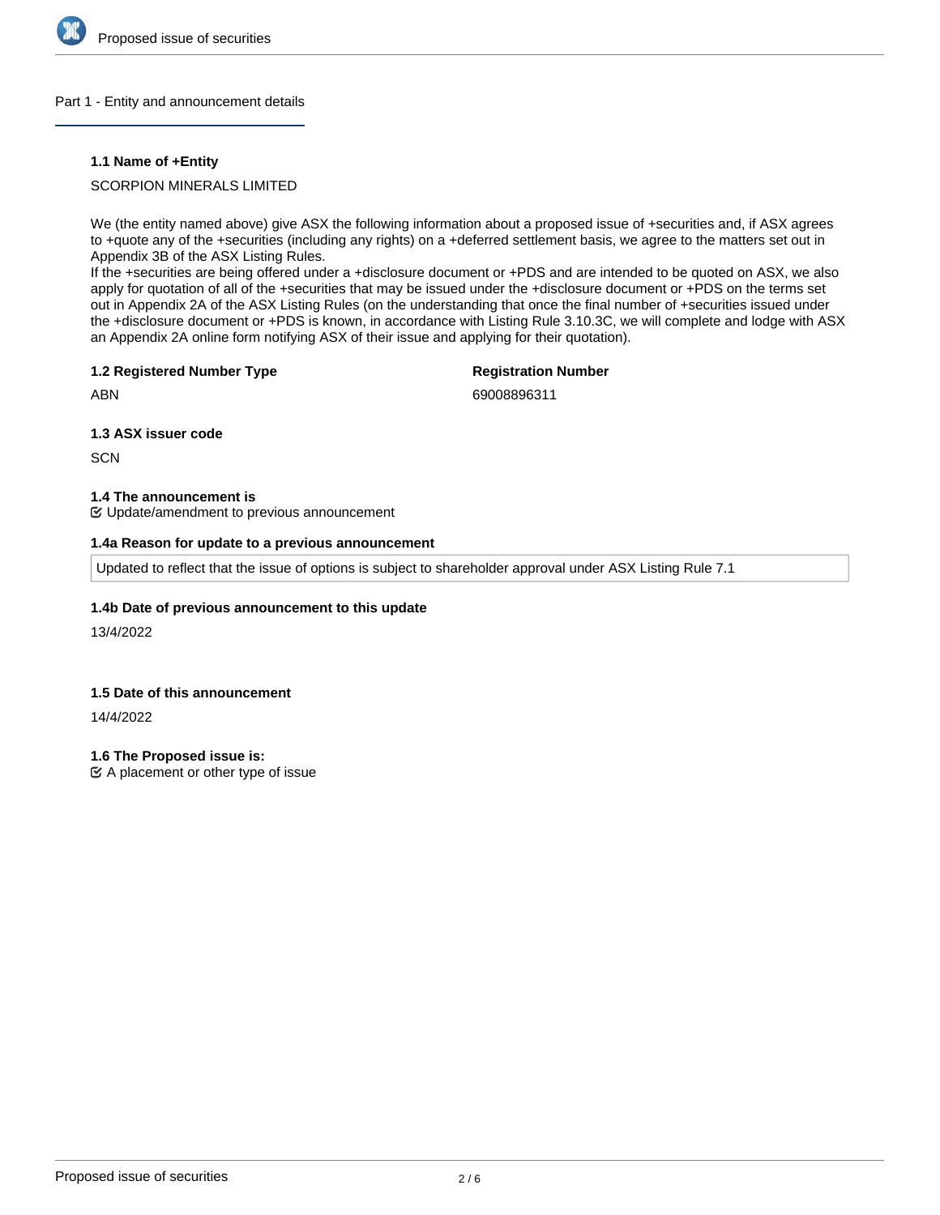## Part 1 - Entity and announcement details

### 1.1 Name of +Entity

SCORPION MINERALS LIMITED

We (the entity named above) give ASX the following information about a proposed issue of +securities and, if ASX agrees to +quote any of the +securities (including any rights) on a +deferred settlement basis, we agree to the matters set out in Appendix 3B of the ASX Listing Rules.
If the +securities are being offered under a +disclosure document or +PDS and are intended to be quoted on ASX, we also apply for quotation of all of the +securities that may be issued under the +disclosure document or +PDS on the terms set out in Appendix 2A of the ASX Listing Rules (on the understanding that once the final number of +securities issued under the +disclosure document or +PDS is known, in accordance with Listing Rule 3.10.3C, we will complete and lodge with ASX an Appendix 2A online form notifying ASX of their issue and applying for their quotation).

**1.2 Registered Number Type**

ABN

**Registration Number**

69008896311

### 1.3 ASX issuer code

SCN

### 1.4 The announcement is

☑ Update/amendment to previous announcement

### 1.4a Reason for update to a previous announcement

Updated to reflect that the issue of options is subject to shareholder approval under ASX Listing Rule 7.1

### 1.4b Date of previous announcement to this update

13/4/2022

### 1.5 Date of this announcement

14/4/2022

### 1.6 The Proposed issue is:

☑ A placement or other type of issue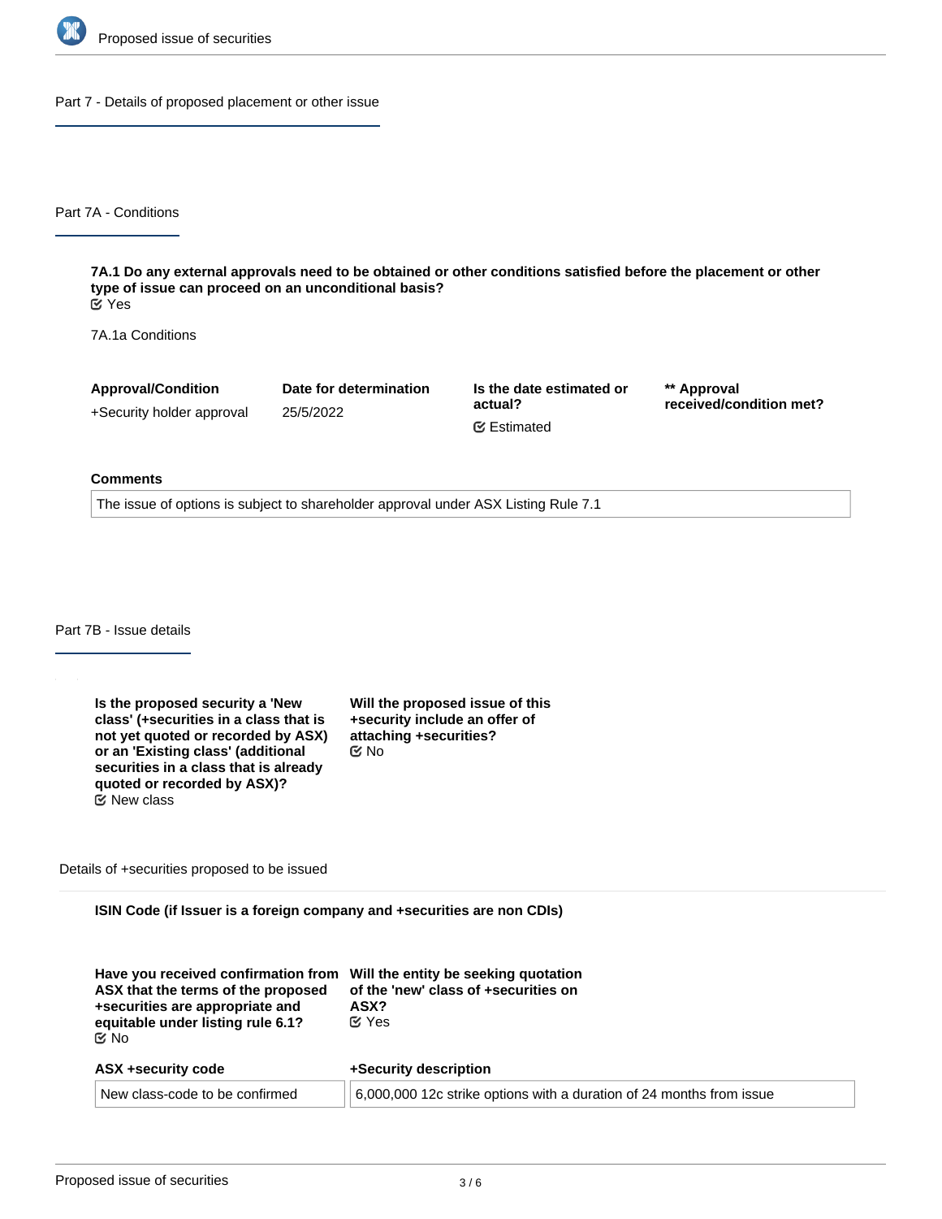## Part 7 - Details of proposed placement or other issue

### Part 7A - Conditions

**7A.1 Do any external approvals need to be obtained or other conditions satisfied before the placement or other type of issue can proceed on an unconditional basis?**
Yes

7A.1a Conditions

| Approval/Condition | Date for determination | Is the date estimated or actual? | ** Approval received/condition met? |
|---|---|---|---|
| +Security holder approval | 25/5/2022 | Estimated | |

**Comments**

The issue of options is subject to shareholder approval under ASX Listing Rule 7.1

### Part 7B - Issue details

**Is the proposed security a 'New class' (+securities in a class that is not yet quoted or recorded by ASX) or an 'Existing class' (additional securities in a class that is already quoted or recorded by ASX)?**
New class

**Will the proposed issue of this +security include an offer of attaching +securities?**
No

Details of +securities proposed to be issued

**ISIN Code (if Issuer is a foreign company and +securities are non CDIs)**

**Have you received confirmation from ASX that the terms of the proposed +securities are appropriate and equitable under listing rule 6.1?**
No

**Will the entity be seeking quotation of the 'new' class of +securities on ASX?**
Yes

| ASX +security code | +Security description |
|---|---|
| New class-code to be confirmed | 6,000,000 12c strike options with a duration of 24 months from issue |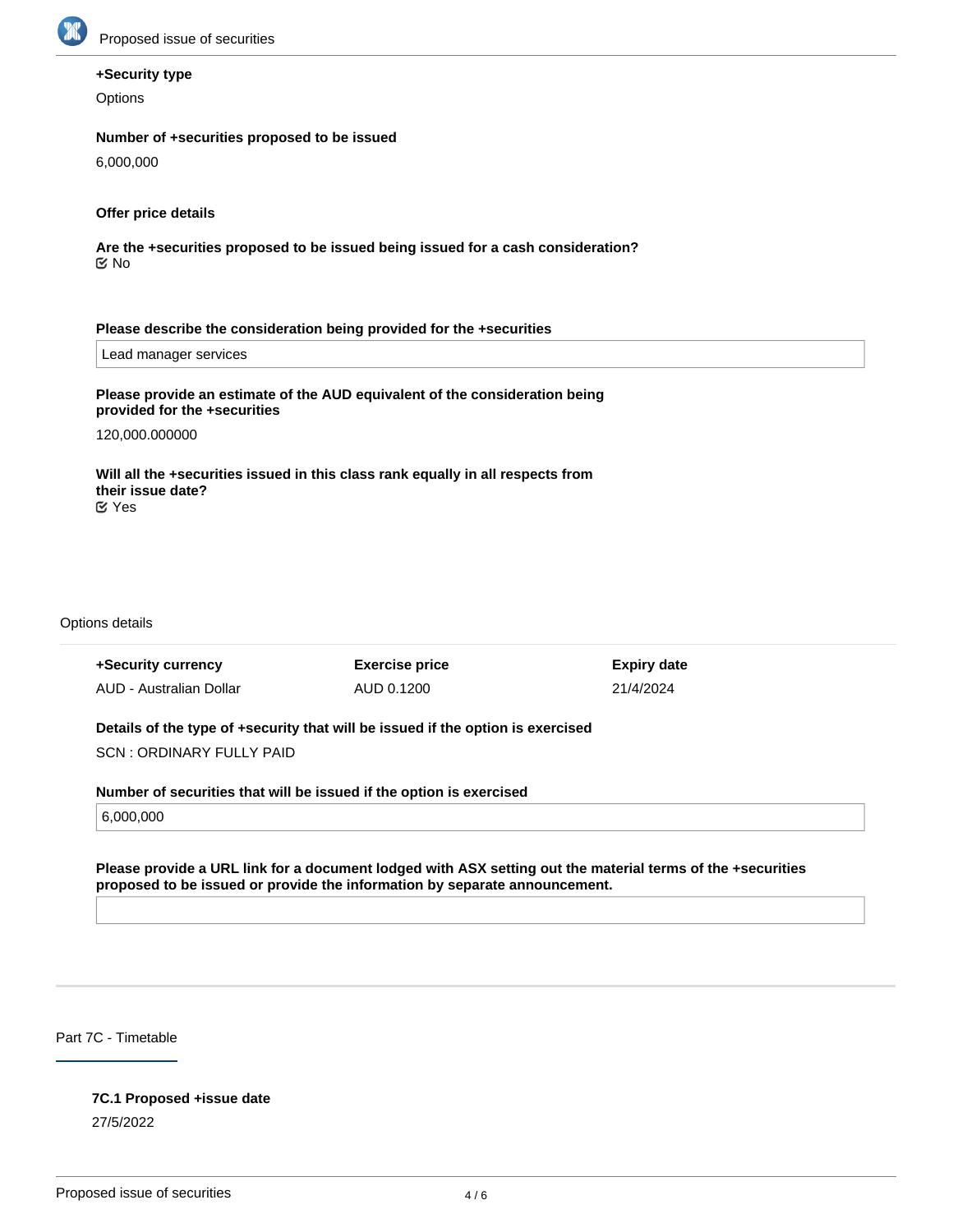**+Security type**

Options

**Number of +securities proposed to be issued**

6,000,000

**Offer price details**

**Are the +securities proposed to be issued being issued for a cash consideration?**

☑ No

**Please describe the consideration being provided for the +securities**

Lead manager services

**Please provide an estimate of the AUD equivalent of the consideration being provided for the +securities**

120,000.000000

**Will all the +securities issued in this class rank equally in all respects from their issue date?**

☑ Yes

Options details

| +Security currency | Exercise price | Expiry date |
|---|---|---|
| AUD - Australian Dollar | AUD 0.1200 | 21/4/2024 |

**Details of the type of +security that will be issued if the option is exercised**

SCN : ORDINARY FULLY PAID

**Number of securities that will be issued if the option is exercised**

6,000,000

**Please provide a URL link for a document lodged with ASX setting out the material terms of the +securities proposed to be issued or provide the information by separate announcement.**

## Part 7C - Timetable

**7C.1 Proposed +issue date**

27/5/2022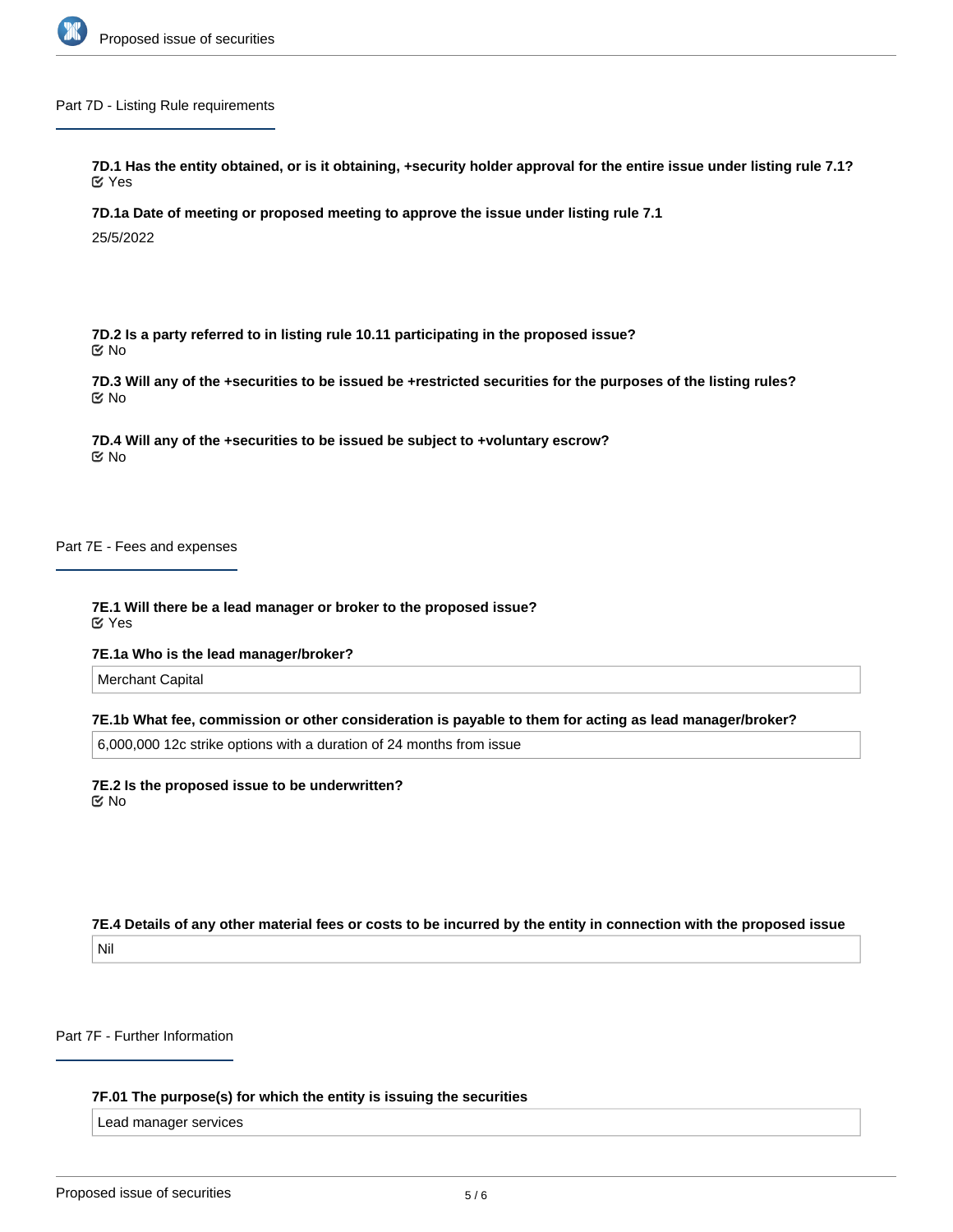## Part 7D - Listing Rule requirements

**7D.1 Has the entity obtained, or is it obtaining, +security holder approval for the entire issue under listing rule 7.1?**
☑ Yes

**7D.1a Date of meeting or proposed meeting to approve the issue under listing rule 7.1**

25/5/2022

**7D.2 Is a party referred to in listing rule 10.11 participating in the proposed issue?**
☑ No

**7D.3 Will any of the +securities to be issued be +restricted securities for the purposes of the listing rules?**
☑ No

**7D.4 Will any of the +securities to be issued be subject to +voluntary escrow?**
☑ No

## Part 7E - Fees and expenses

**7E.1 Will there be a lead manager or broker to the proposed issue?**
☑ Yes

**7E.1a Who is the lead manager/broker?**

Merchant Capital

**7E.1b What fee, commission or other consideration is payable to them for acting as lead manager/broker?**

6,000,000 12c strike options with a duration of 24 months from issue

**7E.2 Is the proposed issue to be underwritten?**
☑ No

**7E.4 Details of any other material fees or costs to be incurred by the entity in connection with the proposed issue**

Nil

## Part 7F - Further Information

**7F.01 The purpose(s) for which the entity is issuing the securities**

Lead manager services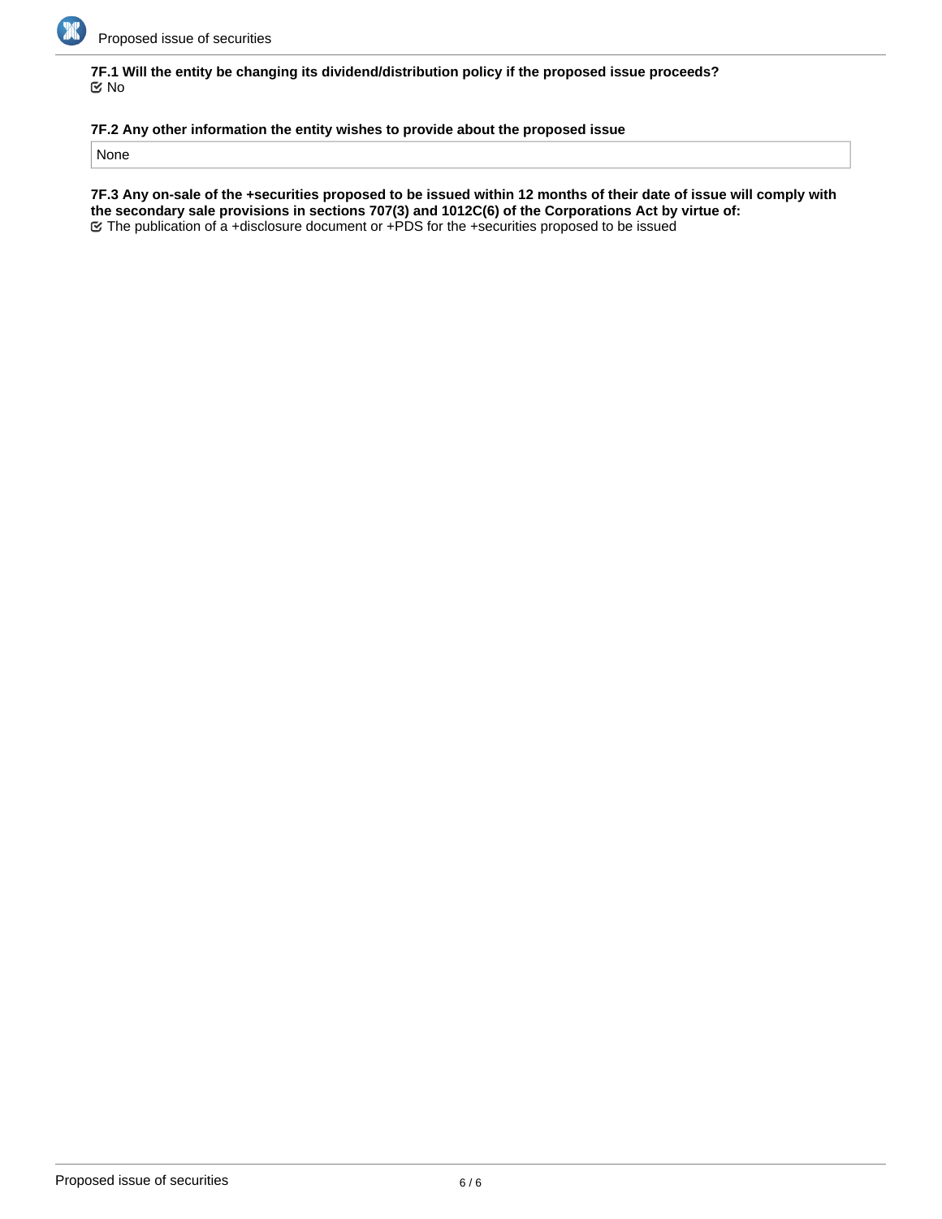**7F.1 Will the entity be changing its dividend/distribution policy if the proposed issue proceeds?**

☑ No

**7F.2 Any other information the entity wishes to provide about the proposed issue**

None

**7F.3 Any on-sale of the +securities proposed to be issued within 12 months of their date of issue will comply with the secondary sale provisions in sections 707(3) and 1012C(6) of the Corporations Act by virtue of:**

☑ The publication of a +disclosure document or +PDS for the +securities proposed to be issued